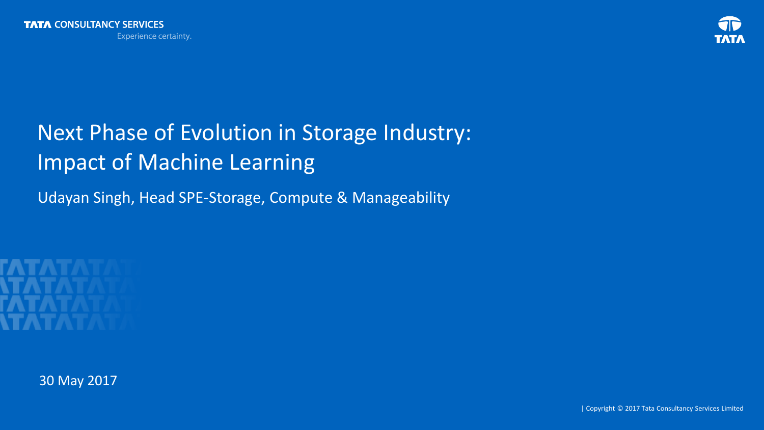TATA CONSULTANCY SERVICES

Experience certainty.

# Next Phase of Evolution in Storage Industry: Impact of Machine Learning

Udayan Singh, Head SPE-Storage, Compute & Manageability

30 May 2017

| Copyright © 2017 Tata Consultancy Services Limited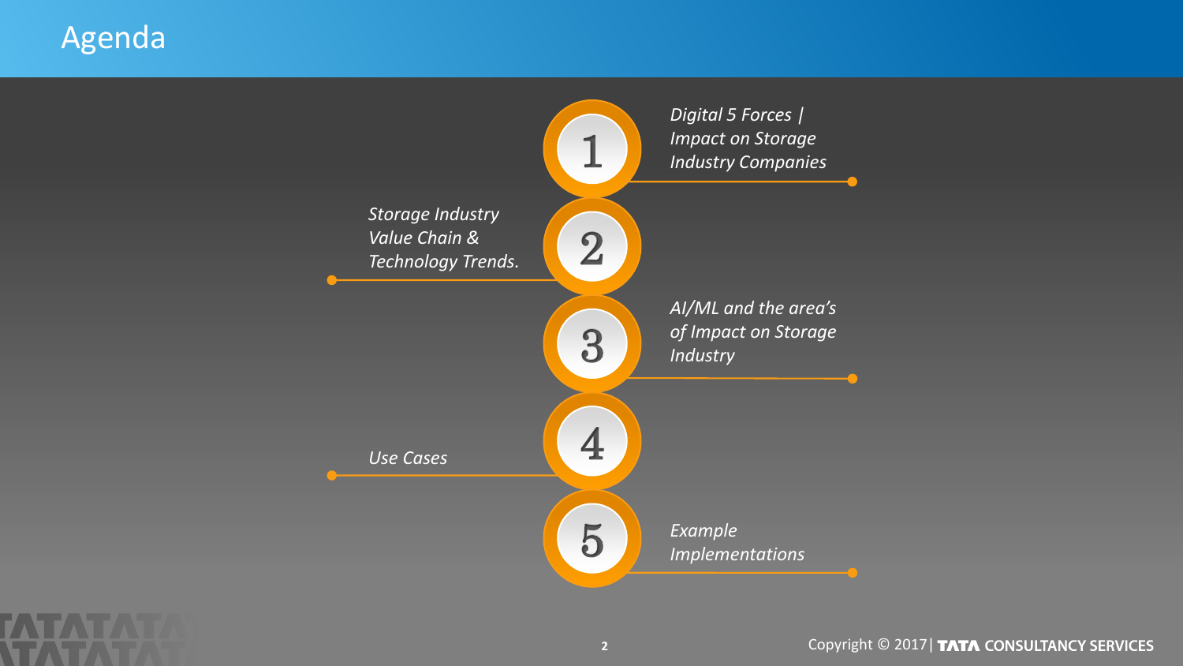# Agenda

1. *Digital 5 Forces | Impact on Storage Industry Companies*
2. *Storage Industry Value Chain & Technology Trends.*
3. *AI/ML and the area's of Impact on Storage Industry*
4. *Use Cases*
5. *Example Implementations*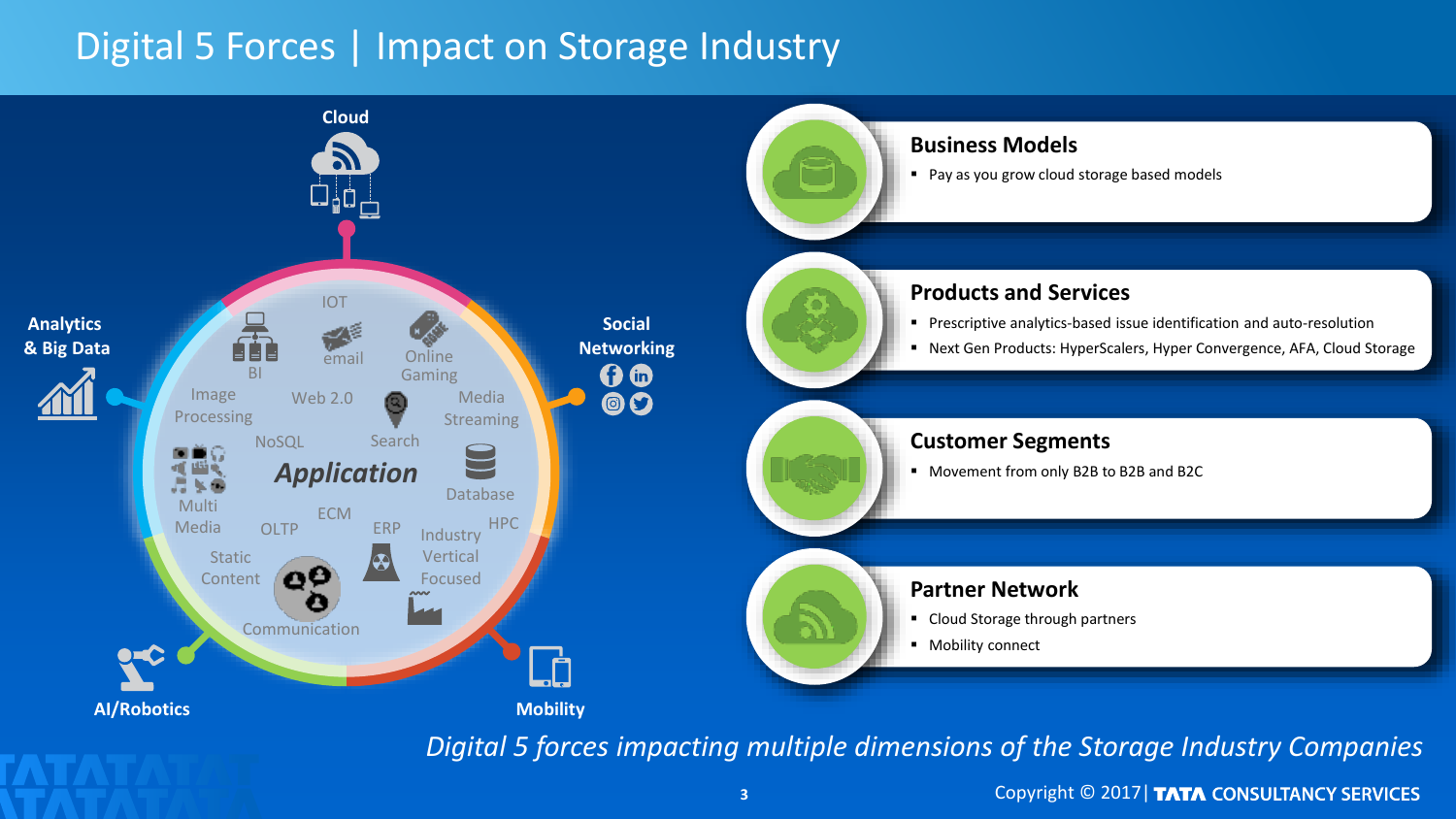# Digital 5 Forces | Impact on Storage Industry

Cloud

Analytics & Big Data

Social Networking

AI/Robotics

Mobility

IOT, BI, email, Online Gaming, Image Processing, Web 2.0, Media Streaming, NoSQL, Search, Multi Media, **Application**, Database, ECM, OLTP, ERP, HPC, Industry Vertical Focused, Static Content, Communication

## Business Models

- Pay as you grow cloud storage based models

## Products and Services

- Prescriptive analytics-based issue identification and auto-resolution
- Next Gen Products: HyperScalers, Hyper Convergence, AFA, Cloud Storage

## Customer Segments

- Movement from only B2B to B2B and B2C

## Partner Network

- Cloud Storage through partners
- Mobility connect

*Digital 5 forces impacting multiple dimensions of the Storage Industry Companies*

Copyright © 2017 | TATA CONSULTANCY SERVICES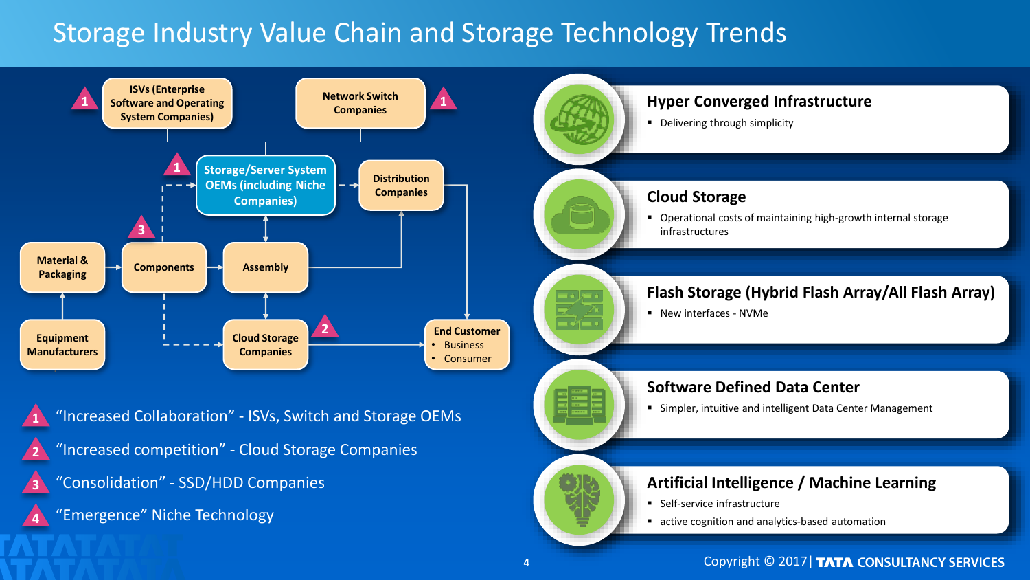# Storage Industry Value Chain and Storage Technology Trends

**Value chain:**

- ISVs (Enterprise Software and Operating System Companies) — 1
- Network Switch Companies — 1
- Storage/Server System OEMs (including Niche Companies) — 1
- Distribution Companies
- Material & Packaging
- Components — 3
- Assembly
- Equipment Manufacturers
- Cloud Storage Companies — 2
- End Customer
  - Business
  - Consumer

1. "Increased Collaboration" - ISVs, Switch and Storage OEMs
2. "Increased competition" - Cloud Storage Companies
3. "Consolidation" - SSD/HDD Companies
4. "Emergence" Niche Technology

## Hyper Converged Infrastructure

- Delivering through simplicity

## Cloud Storage

- Operational costs of maintaining high-growth internal storage infrastructures

## Flash Storage (Hybrid Flash Array/All Flash Array)

- New interfaces - NVMe

## Software Defined Data Center

- Simpler, intuitive and intelligent Data Center Management

## Artificial Intelligence / Machine Learning

- Self-service infrastructure
- active cognition and analytics-based automation

Copyright © 2017 | TATA CONSULTANCY SERVICES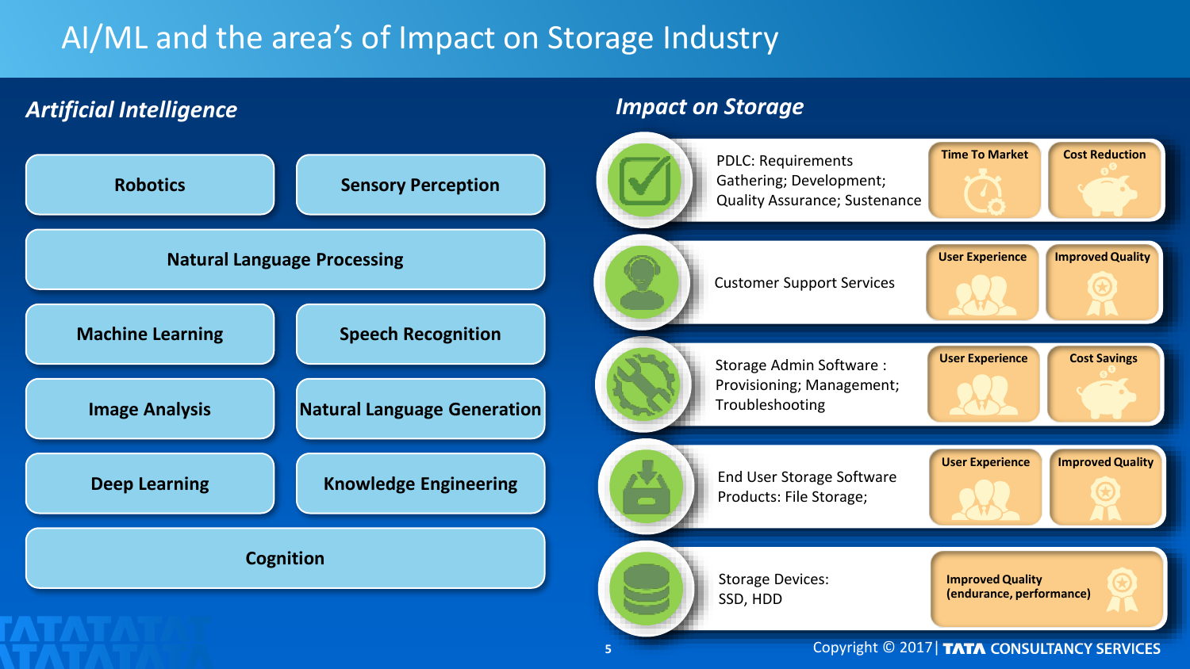# AI/ML and the area's of Impact on Storage Industry

## *Artificial Intelligence*

- **Robotics**
- **Sensory Perception**
- **Natural Language Processing**
- **Machine Learning**
- **Speech Recognition**
- **Image Analysis**
- **Natural Language Generation**
- **Deep Learning**
- **Knowledge Engineering**
- **Cognition**

## *Impact on Storage*

| Area | Impact | |
|---|---|---|
| PDLC: Requirements Gathering; Development; Quality Assurance; Sustenance | **Time To Market** | **Cost Reduction** |
| Customer Support Services | **User Experience** | **Improved Quality** |
| Storage Admin Software : Provisioning; Management; Troubleshooting | **User Experience** | **Cost Savings** |
| End User Storage Software Products: File Storage; | **User Experience** | **Improved Quality** |
| Storage Devices: SSD, HDD | **Improved Quality (endurance, performance)** | |

Copyright © 2017 | TATA CONSULTANCY SERVICES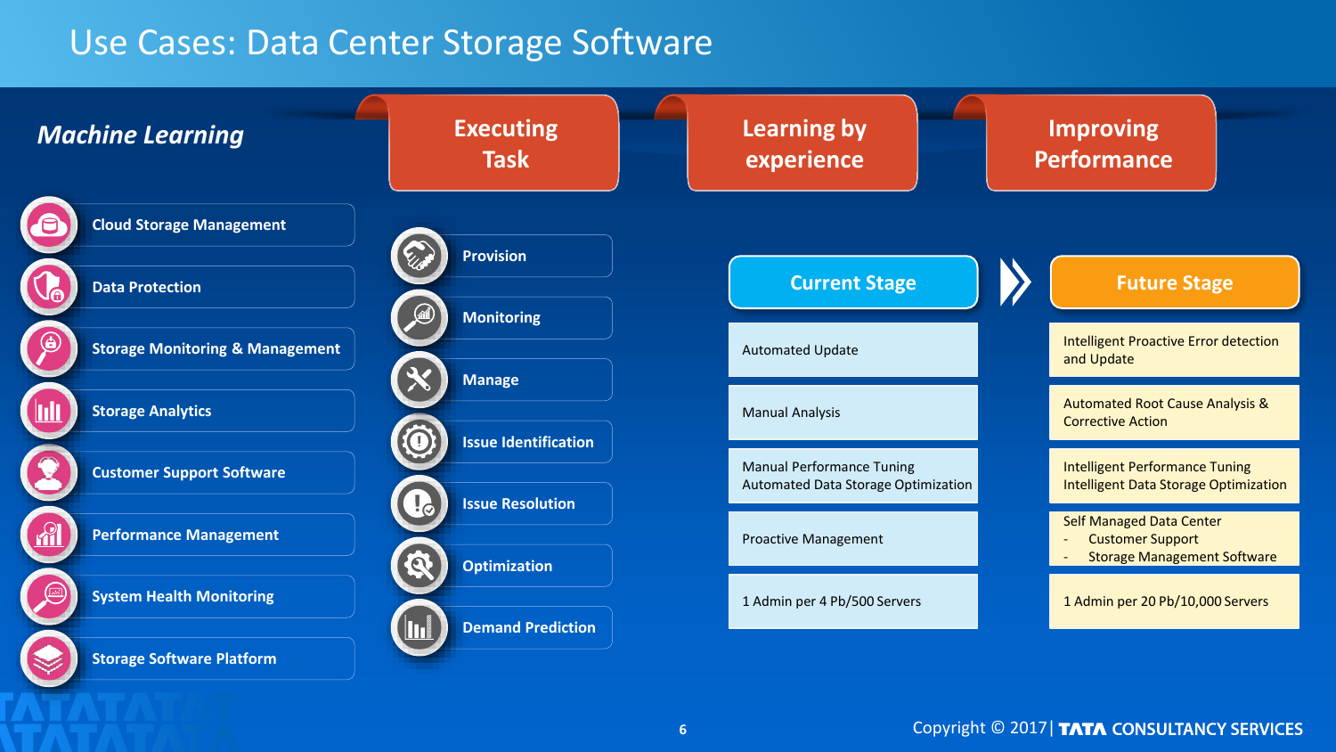# Use Cases: Data Center Storage Software

***Machine Learning***

- Cloud Storage Management
- Data Protection
- Storage Monitoring & Management
- Storage Analytics
- Customer Support Software
- Performance Management
- System Health Monitoring
- Storage Software Platform

## Executing Task

- Provision
- Monitoring
- Manage
- Issue Identification
- Issue Resolution
- Optimization
- Demand Prediction

## Learning by experience

## Improving Performance

| Current Stage | Future Stage |
| --- | --- |
| Automated Update | Intelligent Proactive Error detection and Update |
| Manual Analysis | Automated Root Cause Analysis & Corrective Action |
| Manual Performance Tuning<br>Automated Data Storage Optimization | Intelligent Performance Tuning<br>Intelligent Data Storage Optimization |
| Proactive Management | Self Managed Data Center<br>- Customer Support<br>- Storage Management Software |
| 1 Admin per 4 Pb/500 Servers | 1 Admin per 20 Pb/10,000 Servers |

Copyright © 2017 | TATA CONSULTANCY SERVICES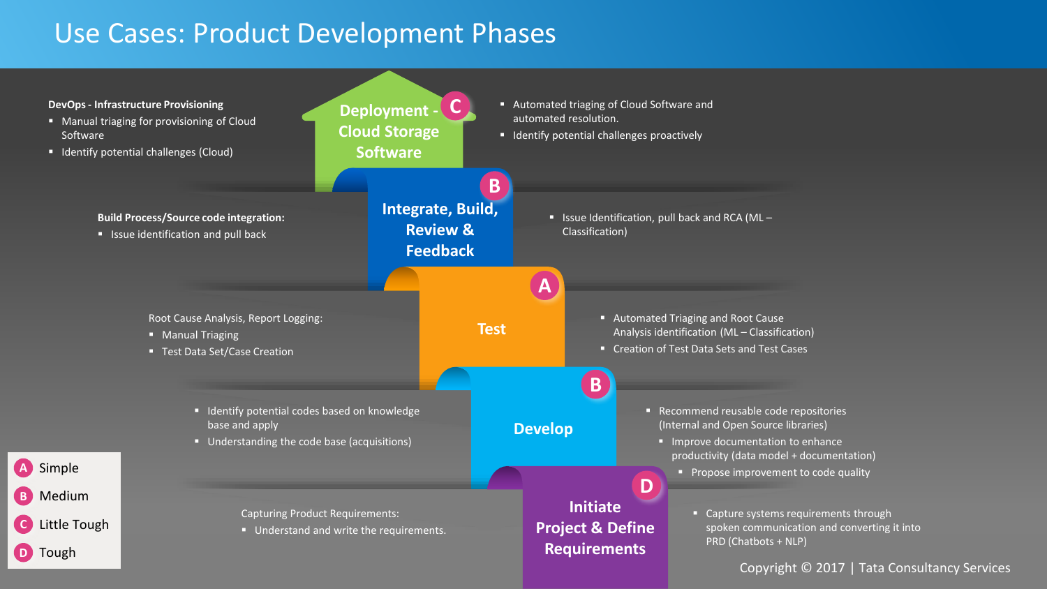# Use Cases: Product Development Phases

## Deployment - Cloud Storage Software (C)

**DevOps - Infrastructure Provisioning**

- Manual triaging for provisioning of Cloud Software
- Identify potential challenges (Cloud)

- Automated triaging of Cloud Software and automated resolution.
- Identify potential challenges proactively

## Integrate, Build, Review & Feedback (B)

**Build Process/Source code integration:**

- Issue identification and pull back

- Issue Identification, pull back and RCA (ML – Classification)

## Test (A)

Root Cause Analysis, Report Logging:

- Manual Triaging
- Test Data Set/Case Creation

- Automated Triaging and Root Cause Analysis identification (ML – Classification)
- Creation of Test Data Sets and Test Cases

## Develop (B)

- Identify potential codes based on knowledge base and apply
- Understanding the code base (acquisitions)

- Recommend reusable code repositories (Internal and Open Source libraries)
- Improve documentation to enhance productivity (data model + documentation)
- Propose improvement to code quality

## Initiate Project & Define Requirements (D)

Capturing Product Requirements:

- Understand and write the requirements.

- Capture systems requirements through spoken communication and converting it into PRD (Chatbots + NLP)

---

- A Simple
- B Medium
- C Little Tough
- D Tough

Copyright © 2017 | Tata Consultancy Services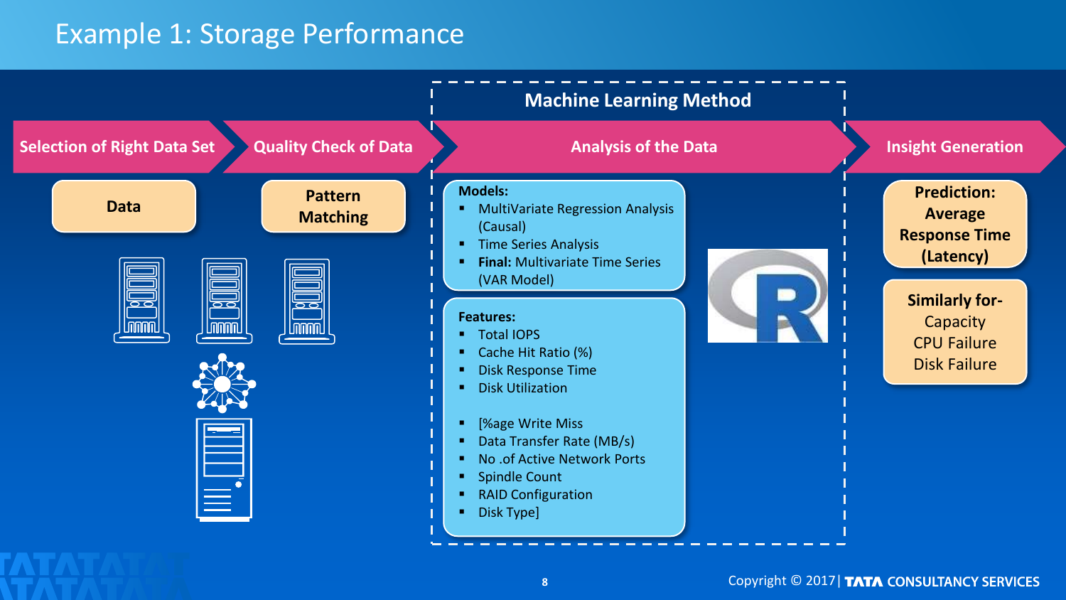# Example 1: Storage Performance

**Selection of Right Data Set** → **Quality Check of Data** → **Analysis of the Data** → **Insight Generation**

## Selection of Right Data Set

**Data**

## Quality Check of Data

**Pattern Matching**

## Machine Learning Method

### Analysis of the Data

**Models:**

- MultiVariate Regression Analysis (Causal)
- Time Series Analysis
- **Final:** Multivariate Time Series (VAR Model)

**Features:**

- Total IOPS
- Cache Hit Ratio (%)
- Disk Response Time
- Disk Utilization

- [%age Write Miss
- Data Transfer Rate (MB/s)
- No .of Active Network Ports
- Spindle Count
- RAID Configuration
- Disk Type]

## Insight Generation

**Prediction: Average Response Time (Latency)**

**Similarly for-**
Capacity
CPU Failure
Disk Failure

Copyright © 2017 | TATA CONSULTANCY SERVICES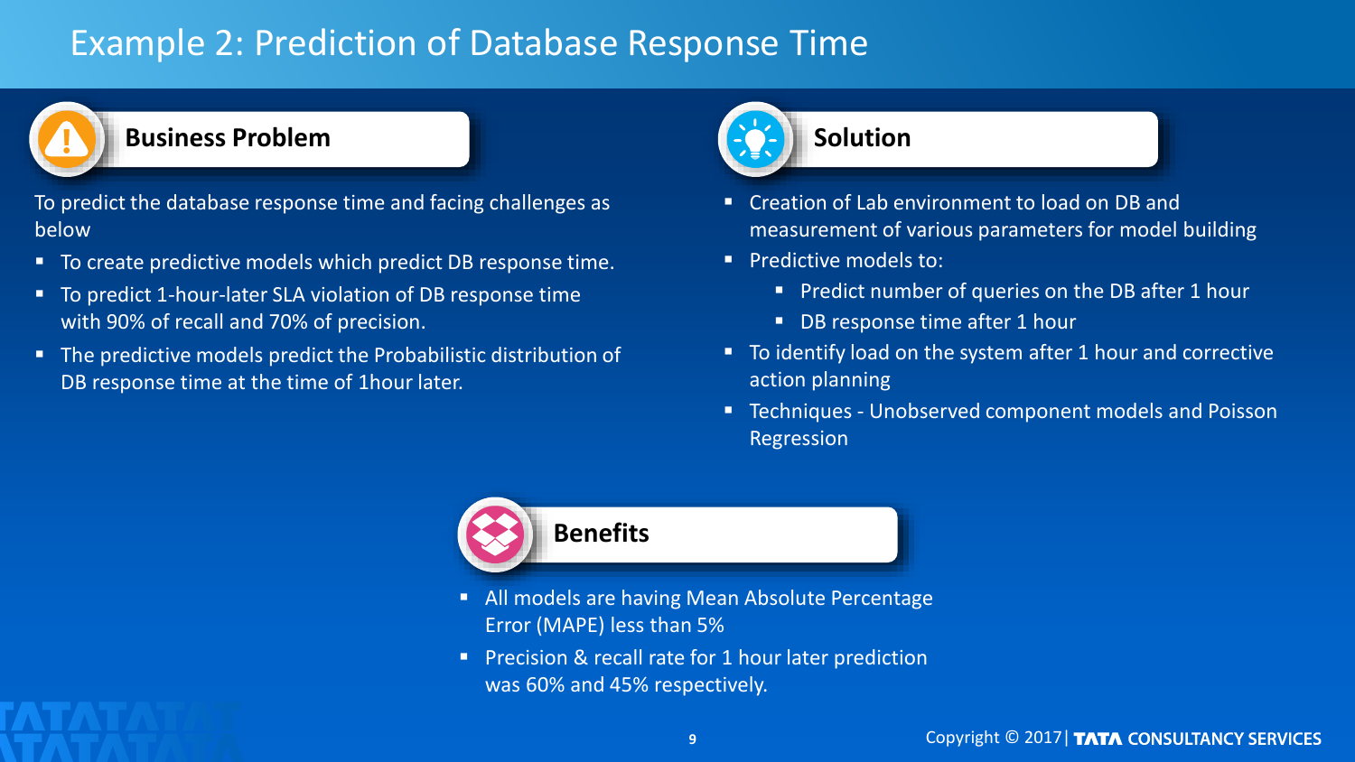# Example 2: Prediction of Database Response Time

## Business Problem

To predict the database response time and facing challenges as below

- To create predictive models which predict DB response time.
- To predict 1-hour-later SLA violation of DB response time with 90% of recall and 70% of precision.
- The predictive models predict the Probabilistic distribution of DB response time at the time of 1hour later.

## Solution

- Creation of Lab environment to load on DB and measurement of various parameters for model building
- Predictive models to:
  - Predict number of queries on the DB after 1 hour
  - DB response time after 1 hour
- To identify load on the system after 1 hour and corrective action planning
- Techniques - Unobserved component models and Poisson Regression

## Benefits

- All models are having Mean Absolute Percentage Error (MAPE) less than 5%
- Precision & recall rate for 1 hour later prediction was 60% and 45% respectively.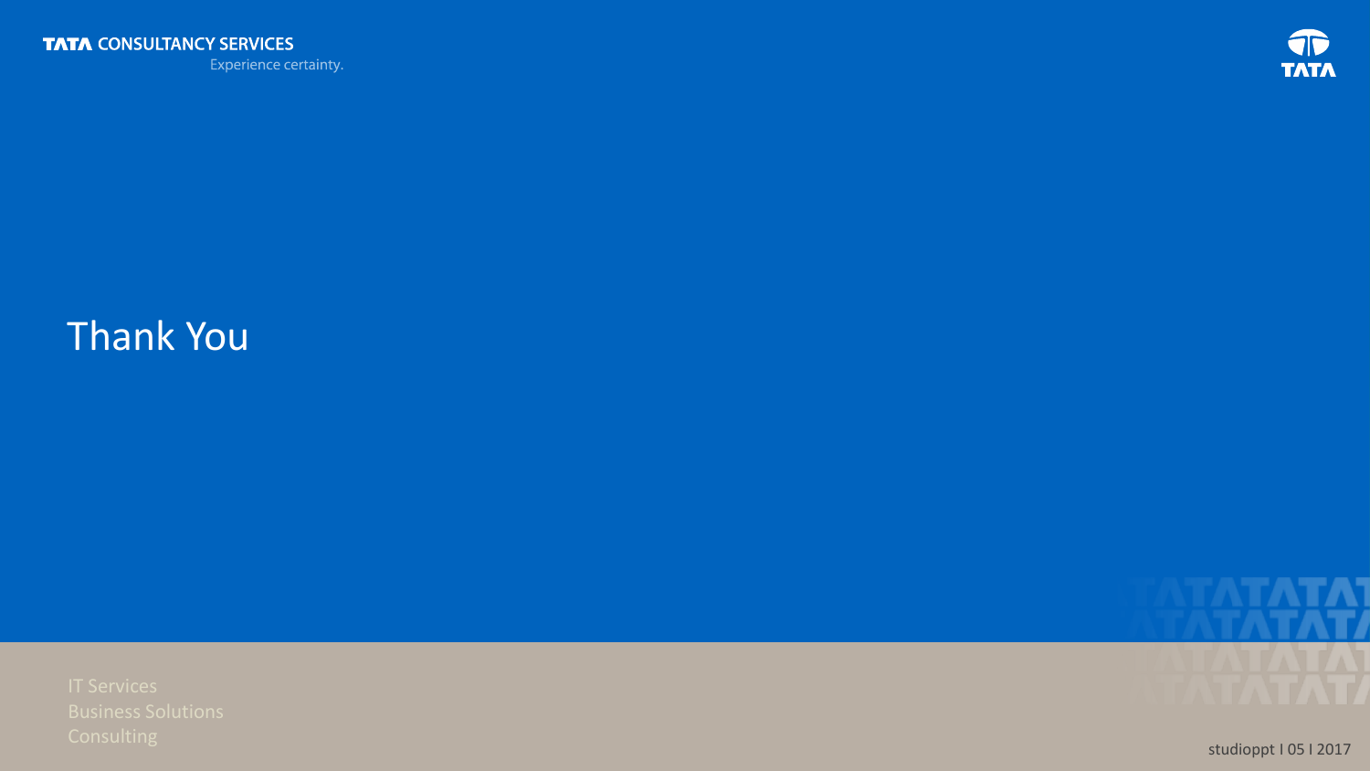TATA CONSULTANCY SERVICES

Experience certainty.

# Thank You

IT Services
Business Solutions
Consulting

studioppt I 05 I 2017